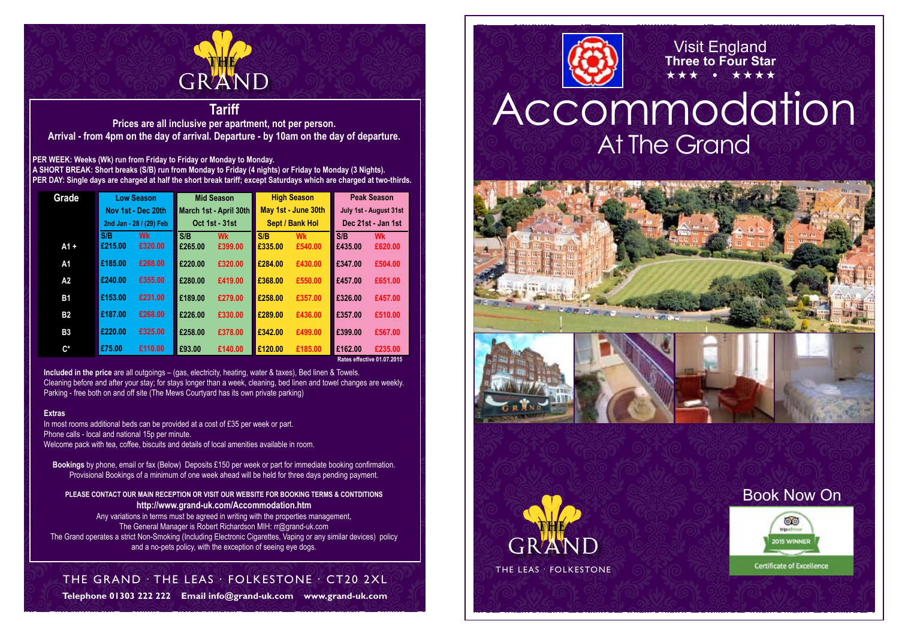THE GRAND

## Tariff

**Prices are all inclusive per apartment, not per person.**
**Arrival - from 4pm on the day of arrival. Departure - by 10am on the day of departure.**

**PER WEEK: Weeks (Wk) run from Friday to Friday or Monday to Monday.**
**A SHORT BREAK: Short breaks (S/B) run from Monday to Friday (4 nights) or Friday to Monday (3 Nights).**
**PER DAY: Single days are charged at half the short break tariff; except Saturdays which are charged at two-thirds.**

| Grade | Low Season | | Mid Season | | High Season | | Peak Season | |
|---|---|---|---|---|---|---|---|---|
| | Nov 1st - Dec 20th | | March 1st - April 30th | | May 1st - June 30th | | July 1st - August 31st | |
| | 2nd Jan - 28 / (29) Feb | | Oct 1st - 31st | | Sept / Bank Hol | | Dec 21st - Jan 1st | |
| | S/B | Wk | S/B | Wk | S/B | Wk | S/B | Wk |
| A1 + | £215.00 | £320.00 | £265.00 | £399.00 | £335.00 | £540.00 | £435.00 | £620.00 |
| A1 | £185.00 | £268.00 | £220.00 | £320.00 | £284.00 | £430.00 | £347.00 | £504.00 |
| A2 | £240.00 | £355.00 | £280.00 | £419.00 | £368.00 | £550.00 | £457.00 | £651.00 |
| B1 | £153.00 | £231.00 | £189.00 | £279.00 | £258.00 | £357.00 | £326.00 | £457.00 |
| B2 | £187.00 | £268.00 | £226.00 | £330.00 | £289.00 | £436.00 | £357.00 | £510.00 |
| B3 | £220.00 | £325.00 | £258.00 | £378.00 | £342.00 | £499.00 | £399.00 | £567.00 |
| C* | £75.00 | £110.00 | £93.00 | £140.00 | £120.00 | £185.00 | £162.00 | £235.00 |

Rates effective 01.07.2015

**Included in the price** are all outgoings – (gas, electricity, heating, water & taxes), Bed linen & Towels.
Cleaning before and after your stay; for stays longer than a week, cleaning, bed linen and towel changes are weekly.
Parking - free both on and off site (The Mews Courtyard has its own private parking)

**Extras**

In most rooms additional beds can be provided at a cost of £35 per week or part.
Phone calls - local and national 15p per minute.
Welcome pack with tea, coffee, biscuits and details of local amenities available in room.

**Bookings** by phone, email or fax (Below) Deposits £150 per week or part for immediate booking confirmation.
Provisional Bookings of a minimum of one week ahead will be held for three days pending payment.

**PLEASE CONTACT OUR MAIN RECEPTION OR VISIT OUR WEBSITE FOR BOOKING TERMS & CONTDITIONS**
**http://www.grand-uk.com/Accommodation.htm**
Any variations in terms must be agreed in writing with the properties management,
The General Manager is Robert Richardson MIH: rr@grand-uk.com
The Grand operates a strict Non-Smoking (Including Electronic Cigarettes, Vaping or any similar devices) policy
and a no-pets policy, with the exception of seeing eye dogs.

THE GRAND · THE LEAS · FOLKESTONE · CT20 2XL
**Telephone 01303 222 222 Email info@grand-uk.com www.grand-uk.com**

Visit England
**Three to Four Star**
★★★ • ★★★★

# Accommodation
## At The Grand

THE GRAND
THE LEAS · FOLKESTONE

Book Now On

tripadvisor
2015 WINNER
Certificate of Excellence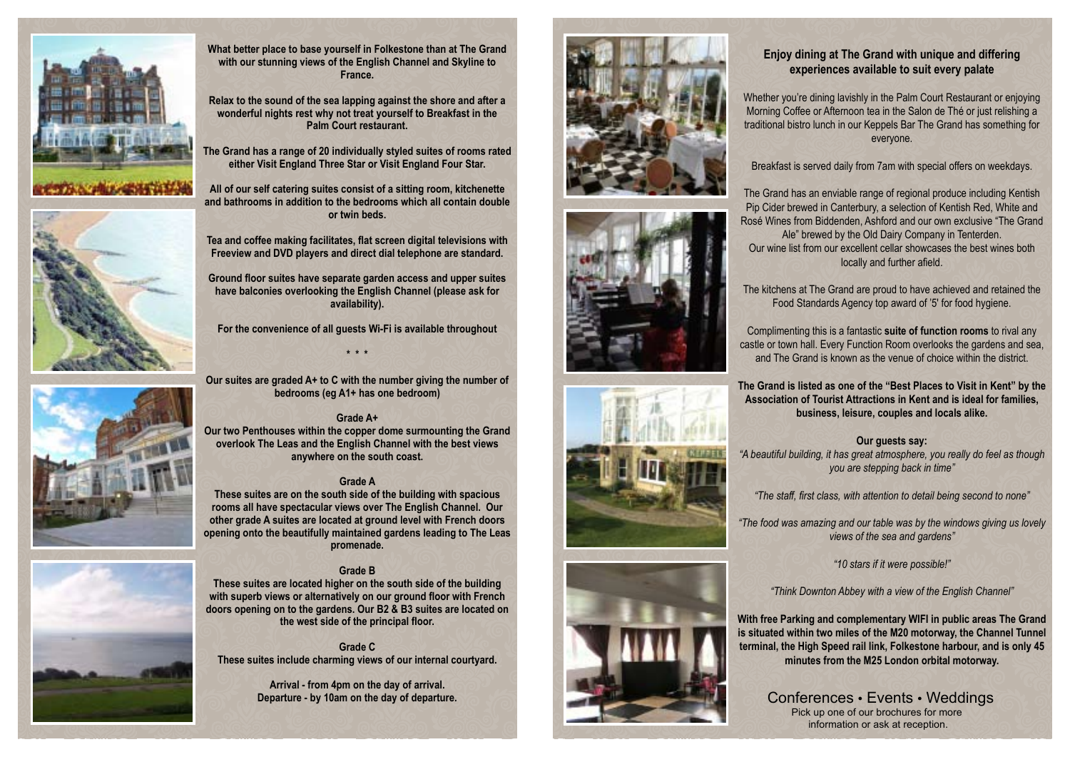**What better place to base yourself in Folkestone than at The Grand with our stunning views of the English Channel and Skyline to France.**

**Relax to the sound of the sea lapping against the shore and after a wonderful nights rest why not treat yourself to Breakfast in the Palm Court restaurant.**

**The Grand has a range of 20 individually styled suites of rooms rated either Visit England Three Star or Visit England Four Star.**

**All of our self catering suites consist of a sitting room, kitchenette and bathrooms in addition to the bedrooms which all contain double or twin beds.**

**Tea and coffee making facilitates, flat screen digital televisions with Freeview and DVD players and direct dial telephone are standard.**

**Ground floor suites have separate garden access and upper suites have balconies overlooking the English Channel (please ask for availability).**

**For the convenience of all guests Wi-Fi is available throughout**

\* \* \*

**Our suites are graded A+ to C with the number giving the number of bedrooms (eg A1+ has one bedroom)**

**Grade A+**

**Our two Penthouses within the copper dome surmounting the Grand overlook The Leas and the English Channel with the best views anywhere on the south coast.**

**Grade A**

**These suites are on the south side of the building with spacious rooms all have spectacular views over The English Channel. Our other grade A suites are located at ground level with French doors opening onto the beautifully maintained gardens leading to The Leas promenade.**

**Grade B**

**These suites are located higher on the south side of the building with superb views or alternatively on our ground floor with French doors opening on to the gardens. Our B2 & B3 suites are located on the west side of the principal floor.**

**Grade C**

**These suites include charming views of our internal courtyard.**

**Arrival - from 4pm on the day of arrival.**
**Departure - by 10am on the day of departure.**

## Enjoy dining at The Grand with unique and differing experiences available to suit every palate

Whether you're dining lavishly in the Palm Court Restaurant or enjoying Morning Coffee or Afternoon tea in the Salon de Thé or just relishing a traditional bistro lunch in our Keppels Bar The Grand has something for everyone.

Breakfast is served daily from 7am with special offers on weekdays.

The Grand has an enviable range of regional produce including Kentish Pip Cider brewed in Canterbury, a selection of Kentish Red, White and Rosé Wines from Biddenden, Ashford and our own exclusive "The Grand Ale" brewed by the Old Dairy Company in Tenterden.
Our wine list from our excellent cellar showcases the best wines both locally and further afield.

The kitchens at The Grand are proud to have achieved and retained the Food Standards Agency top award of '5' for food hygiene.

Complimenting this is a fantastic **suite of function rooms** to rival any castle or town hall. Every Function Room overlooks the gardens and sea, and The Grand is known as the venue of choice within the district.

**The Grand is listed as one of the "Best Places to Visit in Kent" by the Association of Tourist Attractions in Kent and is ideal for families, business, leisure, couples and locals alike.**

**Our guests say:**

*"A beautiful building, it has great atmosphere, you really do feel as though you are stepping back in time"*

*"The staff, first class, with attention to detail being second to none"*

*"The food was amazing and our table was by the windows giving us lovely views of the sea and gardens"*

*"10 stars if it were possible!"*

*"Think Downton Abbey with a view of the English Channel"*

**With free Parking and complementary WIFI in public areas The Grand is situated within two miles of the M20 motorway, the Channel Tunnel terminal, the High Speed rail link, Folkestone harbour, and is only 45 minutes from the M25 London orbital motorway.**

Conferences • Events • Weddings

Pick up one of our brochures for more information or ask at reception.